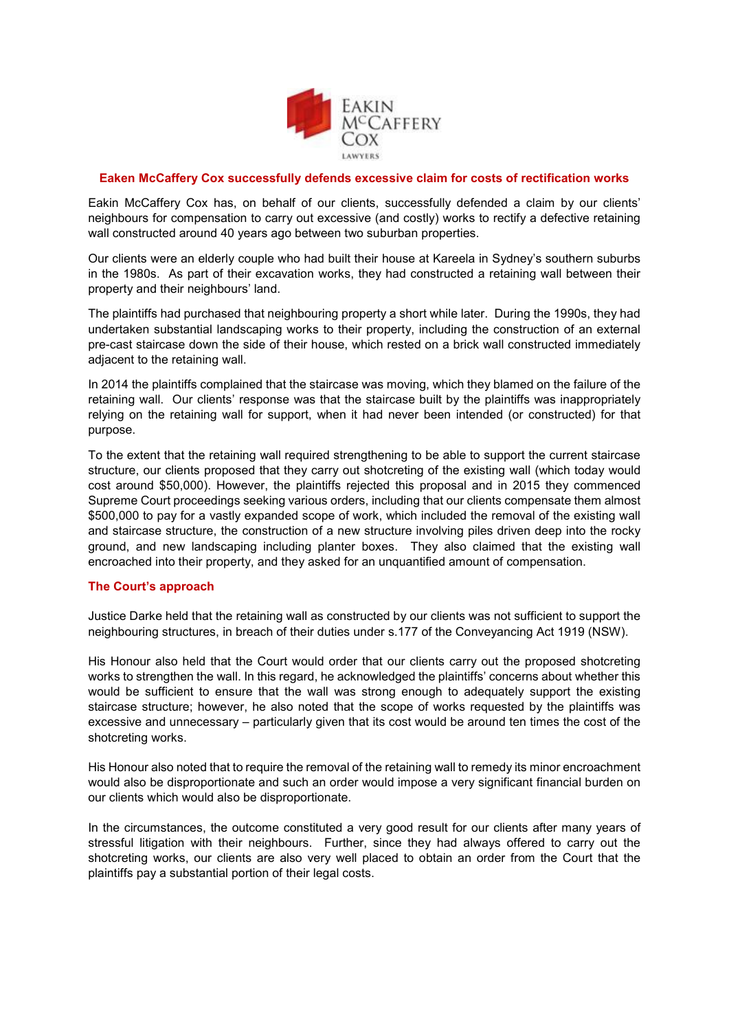EAKIN
McCAFFERY
COX
LAWYERS

## Eaken McCaffery Cox successfully defends excessive claim for costs of rectification works

Eakin McCaffery Cox has, on behalf of our clients, successfully defended a claim by our clients' neighbours for compensation to carry out excessive (and costly) works to rectify a defective retaining wall constructed around 40 years ago between two suburban properties.

Our clients were an elderly couple who had built their house at Kareela in Sydney's southern suburbs in the 1980s. As part of their excavation works, they had constructed a retaining wall between their property and their neighbours' land.

The plaintiffs had purchased that neighbouring property a short while later. During the 1990s, they had undertaken substantial landscaping works to their property, including the construction of an external pre-cast staircase down the side of their house, which rested on a brick wall constructed immediately adjacent to the retaining wall.

In 2014 the plaintiffs complained that the staircase was moving, which they blamed on the failure of the retaining wall. Our clients' response was that the staircase built by the plaintiffs was inappropriately relying on the retaining wall for support, when it had never been intended (or constructed) for that purpose.

To the extent that the retaining wall required strengthening to be able to support the current staircase structure, our clients proposed that they carry out shotcreting of the existing wall (which today would cost around $50,000). However, the plaintiffs rejected this proposal and in 2015 they commenced Supreme Court proceedings seeking various orders, including that our clients compensate them almost $500,000 to pay for a vastly expanded scope of work, which included the removal of the existing wall and staircase structure, the construction of a new structure involving piles driven deep into the rocky ground, and new landscaping including planter boxes. They also claimed that the existing wall encroached into their property, and they asked for an unquantified amount of compensation.

### The Court's approach

Justice Darke held that the retaining wall as constructed by our clients was not sufficient to support the neighbouring structures, in breach of their duties under s.177 of the Conveyancing Act 1919 (NSW).

His Honour also held that the Court would order that our clients carry out the proposed shotcreting works to strengthen the wall. In this regard, he acknowledged the plaintiffs' concerns about whether this would be sufficient to ensure that the wall was strong enough to adequately support the existing staircase structure; however, he also noted that the scope of works requested by the plaintiffs was excessive and unnecessary – particularly given that its cost would be around ten times the cost of the shotcreting works.

His Honour also noted that to require the removal of the retaining wall to remedy its minor encroachment would also be disproportionate and such an order would impose a very significant financial burden on our clients which would also be disproportionate.

In the circumstances, the outcome constituted a very good result for our clients after many years of stressful litigation with their neighbours. Further, since they had always offered to carry out the shotcreting works, our clients are also very well placed to obtain an order from the Court that the plaintiffs pay a substantial portion of their legal costs.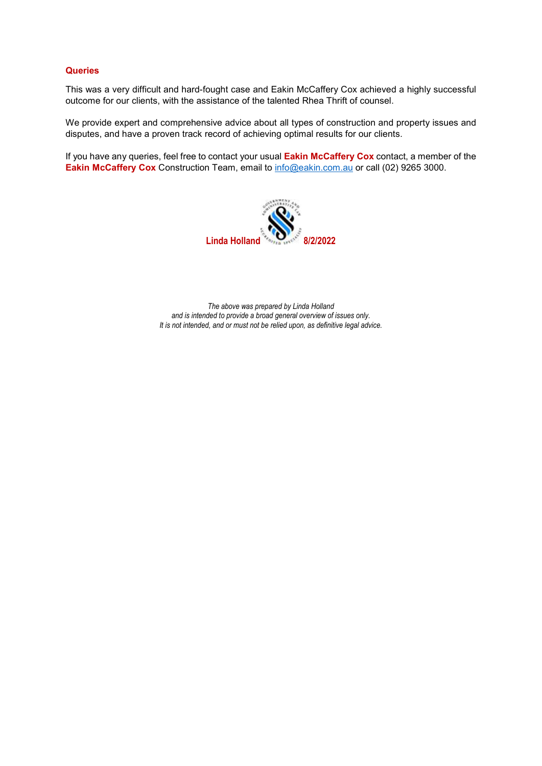### Queries

This was a very difficult and hard-fought case and Eakin McCaffery Cox achieved a highly successful outcome for our clients, with the assistance of the talented Rhea Thrift of counsel.

We provide expert and comprehensive advice about all types of construction and property issues and disputes, and have a proven track record of achieving optimal results for our clients.

If you have any queries, feel free to contact your usual **Eakin McCaffery Cox** contact, a member of the **Eakin McCaffery Cox** Construction Team, email to info@eakin.com.au or call (02) 9265 3000.

**Linda Holland** **8/2/2022**

*The above was prepared by Linda Holland and is intended to provide a broad general overview of issues only. It is not intended, and or must not be relied upon, as definitive legal advice.*